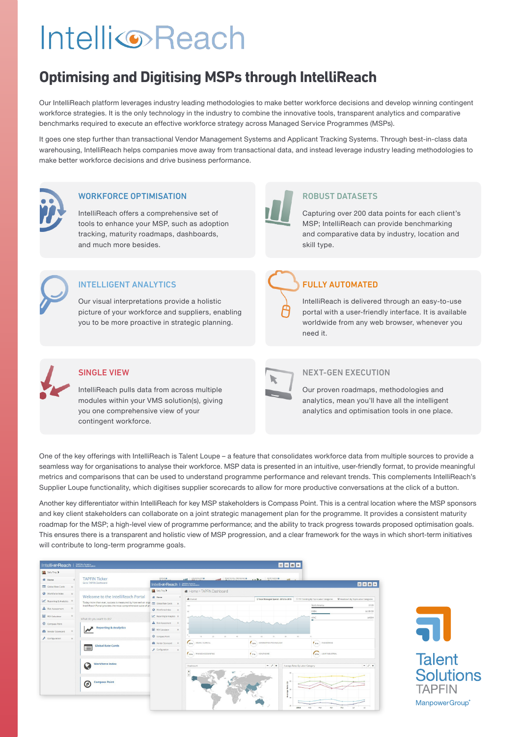# IntelliReach

## Optimising and Digitising MSPs through IntelliReach

Our IntelliReach platform leverages industry leading methodologies to make better workforce decisions and develop winning contingent workforce strategies. It is the only technology in the industry to combine the innovative tools, transparent analytics and comparative benchmarks required to execute an effective workforce strategy across Managed Service Programmes (MSPs).

It goes one step further than transactional Vendor Management Systems and Applicant Tracking Systems. Through best-in-class data warehousing, IntelliReach helps companies move away from transactional data, and instead leverage industry leading methodologies to make better workforce decisions and drive business performance.

### WORKFORCE OPTIMISATION

IntelliReach offers a comprehensive set of tools to enhance your MSP, such as adoption tracking, maturity roadmaps, dashboards, and much more besides.

### ROBUST DATASETS

Capturing over 200 data points for each client's MSP; IntelliReach can provide benchmarking and comparative data by industry, location and skill type.

### INTELLIGENT ANALYTICS

Our visual interpretations provide a holistic picture of your workforce and suppliers, enabling you to be more proactive in strategic planning.

### FULLY AUTOMATED

IntelliReach is delivered through an easy-to-use portal with a user-friendly interface. It is available worldwide from any web browser, whenever you need it.

### SINGLE VIEW

IntelliReach pulls data from across multiple modules within your VMS solution(s), giving you one comprehensive view of your contingent workforce.

### NEXT-GEN EXECUTION

Our proven roadmaps, methodologies and analytics, mean you'll have all the intelligent analytics and optimisation tools in one place.

One of the key offerings with IntelliReach is Talent Loupe – a feature that consolidates workforce data from multiple sources to provide a seamless way for organisations to analyse their workforce. MSP data is presented in an intuitive, user-friendly format, to provide meaningful metrics and comparisons that can be used to understand programme performance and relevant trends. This complements IntelliReach's Supplier Loupe functionality, which digitises supplier scorecards to allow for more productive conversations at the click of a button.

Another key differentiator within IntelliReach for key MSP stakeholders is Compass Point. This is a central location where the MSP sponsors and key client stakeholders can collaborate on a joint strategic management plan for the programme. It provides a consistent maturity roadmap for the MSP; a high-level view of programme performance; and the ability to track progress towards proposed optimisation goals. This ensures there is a transparent and holistic view of MSP progression, and a clear framework for the ways in which short-term initiatives will contribute to long-term programme goals.

Talent Solutions TAPFIN ManpowerGroup®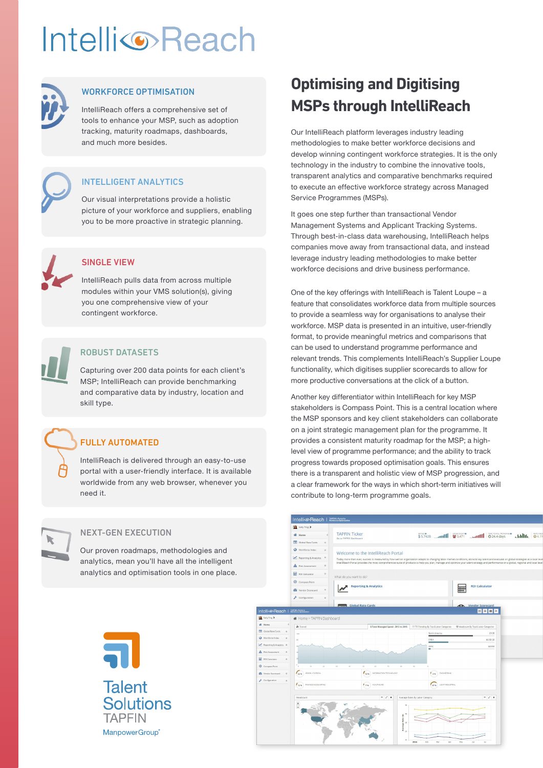# IntelliReach

## WORKFORCE OPTIMISATION

IntelliReach offers a comprehensive set of tools to enhance your MSP, such as adoption tracking, maturity roadmaps, dashboards, and much more besides.

## INTELLIGENT ANALYTICS

Our visual interpretations provide a holistic picture of your workforce and suppliers, enabling you to be more proactive in strategic planning.

## SINGLE VIEW

IntelliReach pulls data from across multiple modules within your VMS solution(s), giving you one comprehensive view of your contingent workforce.

## ROBUST DATASETS

Capturing over 200 data points for each client's MSP; IntelliReach can provide benchmarking and comparative data by industry, location and skill type.

## FULLY AUTOMATED

IntelliReach is delivered through an easy-to-use portal with a user-friendly interface. It is available worldwide from any web browser, whenever you need it.

## NEXT-GEN EXECUTION

Our proven roadmaps, methodologies and analytics, mean you'll have all the intelligent analytics and optimisation tools in one place.

# Optimising and Digitising MSPs through IntelliReach

Our IntelliReach platform leverages industry leading methodologies to make better workforce decisions and develop winning contingent workforce strategies. It is the only technology in the industry to combine the innovative tools, transparent analytics and comparative benchmarks required to execute an effective workforce strategy across Managed Service Programmes (MSPs).

It goes one step further than transactional Vendor Management Systems and Applicant Tracking Systems. Through best-in-class data warehousing, IntelliReach helps companies move away from transactional data, and instead leverage industry leading methodologies to make better workforce decisions and drive business performance.

One of the key offerings with IntelliReach is Talent Loupe – a feature that consolidates workforce data from multiple sources to provide a seamless way for organisations to analyse their workforce. MSP data is presented in an intuitive, user-friendly format, to provide meaningful metrics and comparisons that can be used to understand programme performance and relevant trends. This complements IntelliReach's Supplier Loupe functionality, which digitises supplier scorecards to allow for more productive conversations at the click of a button.

Another key differentiator within IntelliReach for key MSP stakeholders is Compass Point. This is a central location where the MSP sponsors and key client stakeholders can collaborate on a joint strategic management plan for the programme. It provides a consistent maturity roadmap for the MSP; a high-level view of programme performance; and the ability to track progress towards proposed optimisation goals. This ensures there is a transparent and holistic view of MSP progression, and a clear framework for the ways in which short-term initiatives will contribute to long-term programme goals.

Talent Solutions
TAPFIN
ManpowerGroup®